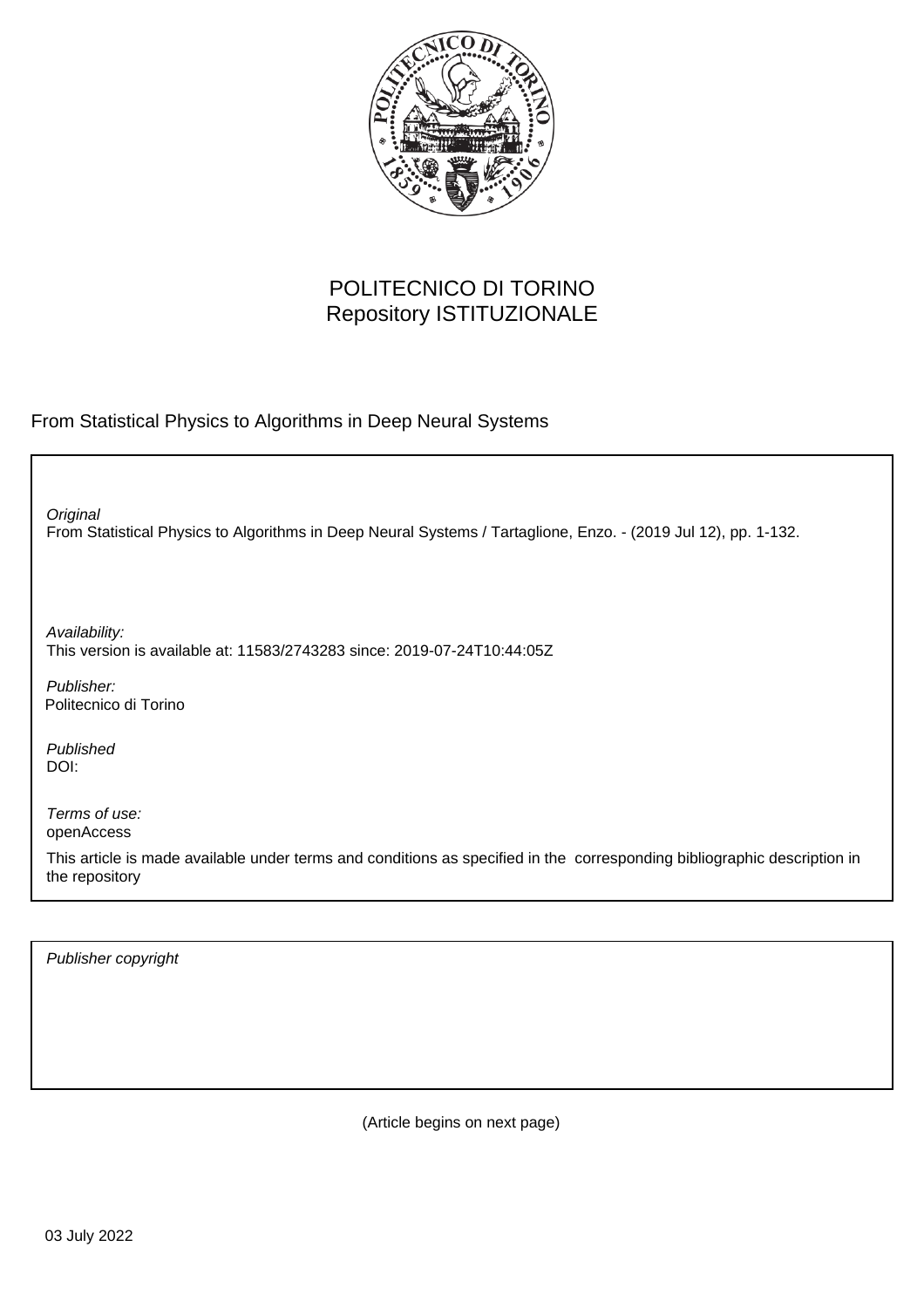POLITECNICO DI TORINO
Repository ISTITUZIONALE

From Statistical Physics to Algorithms in Deep Neural Systems

*Original*
From Statistical Physics to Algorithms in Deep Neural Systems / Tartaglione, Enzo. - (2019 Jul 12), pp. 1-132.

*Availability:*
This version is available at: 11583/2743283 since: 2019-07-24T10:44:05Z

*Publisher:*
Politecnico di Torino

*Published*
DOI:

*Terms of use:*
openAccess

This article is made available under terms and conditions as specified in the corresponding bibliographic description in the repository

*Publisher copyright*

(Article begins on next page)

03 July 2022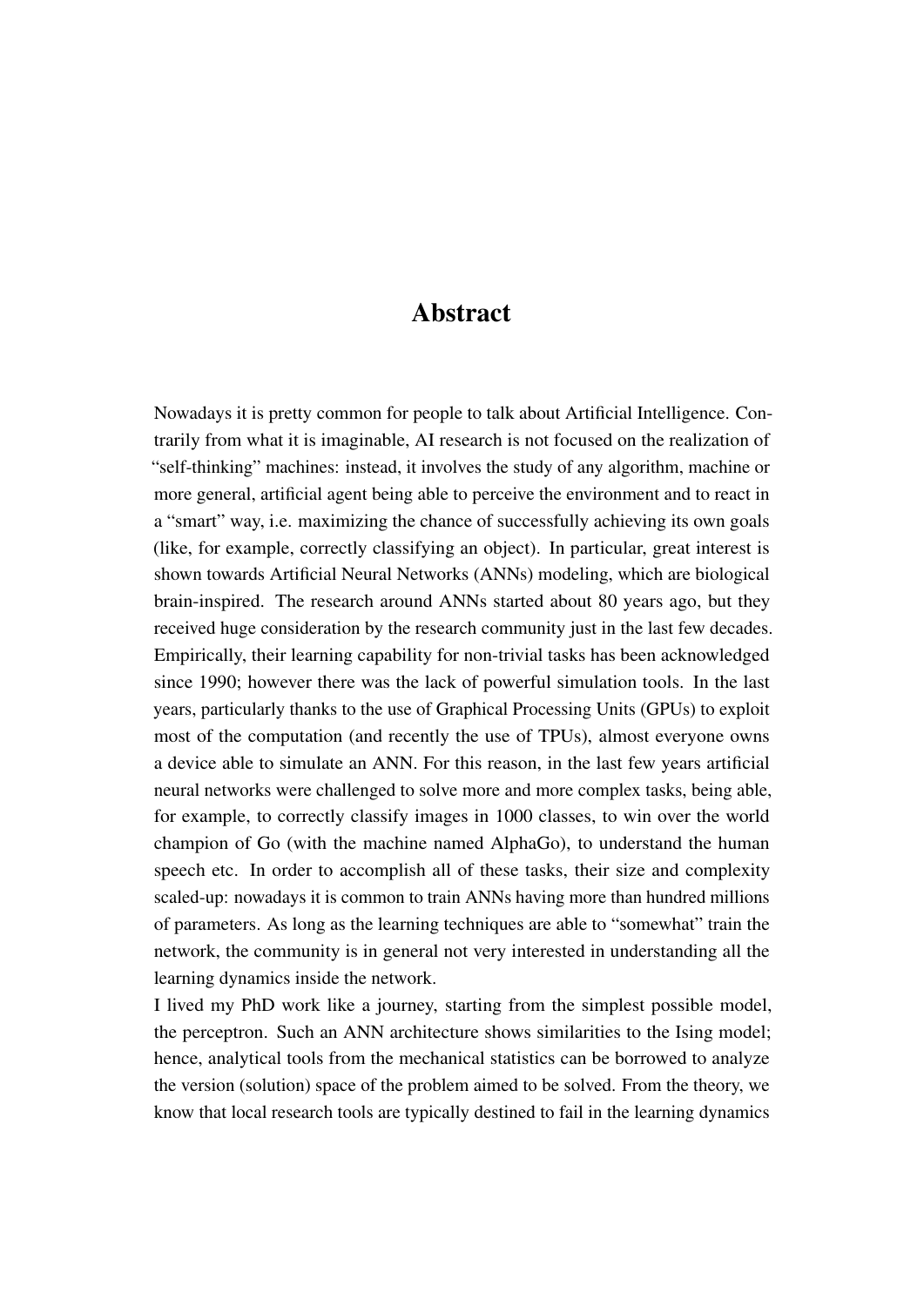# Abstract

Nowadays it is pretty common for people to talk about Artificial Intelligence. Contrarily from what it is imaginable, AI research is not focused on the realization of "self-thinking" machines: instead, it involves the study of any algorithm, machine or more general, artificial agent being able to perceive the environment and to react in a "smart" way, i.e. maximizing the chance of successfully achieving its own goals (like, for example, correctly classifying an object). In particular, great interest is shown towards Artificial Neural Networks (ANNs) modeling, which are biological brain-inspired. The research around ANNs started about 80 years ago, but they received huge consideration by the research community just in the last few decades. Empirically, their learning capability for non-trivial tasks has been acknowledged since 1990; however there was the lack of powerful simulation tools. In the last years, particularly thanks to the use of Graphical Processing Units (GPUs) to exploit most of the computation (and recently the use of TPUs), almost everyone owns a device able to simulate an ANN. For this reason, in the last few years artificial neural networks were challenged to solve more and more complex tasks, being able, for example, to correctly classify images in 1000 classes, to win over the world champion of Go (with the machine named AlphaGo), to understand the human speech etc. In order to accomplish all of these tasks, their size and complexity scaled-up: nowadays it is common to train ANNs having more than hundred millions of parameters. As long as the learning techniques are able to "somewhat" train the network, the community is in general not very interested in understanding all the learning dynamics inside the network.

I lived my PhD work like a journey, starting from the simplest possible model, the perceptron. Such an ANN architecture shows similarities to the Ising model; hence, analytical tools from the mechanical statistics can be borrowed to analyze the version (solution) space of the problem aimed to be solved. From the theory, we know that local research tools are typically destined to fail in the learning dynamics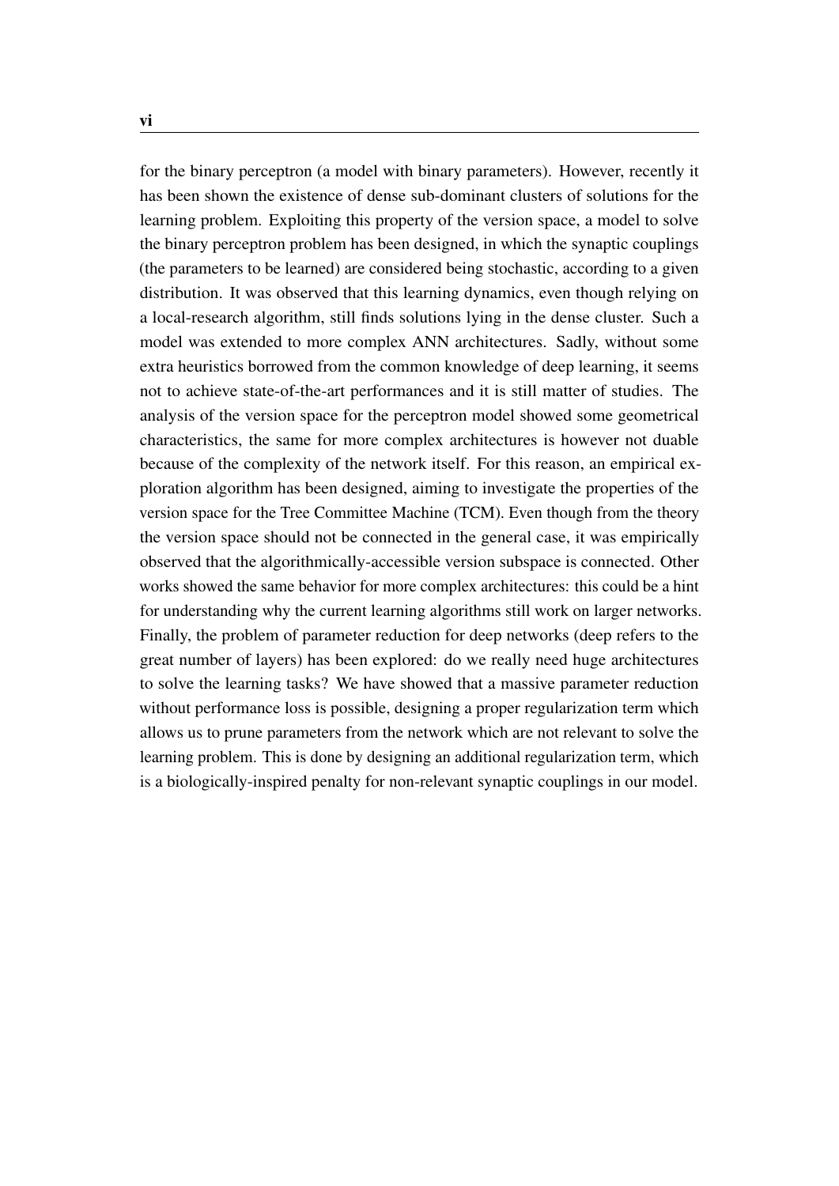for the binary perceptron (a model with binary parameters). However, recently it has been shown the existence of dense sub-dominant clusters of solutions for the learning problem. Exploiting this property of the version space, a model to solve the binary perceptron problem has been designed, in which the synaptic couplings (the parameters to be learned) are considered being stochastic, according to a given distribution. It was observed that this learning dynamics, even though relying on a local-research algorithm, still finds solutions lying in the dense cluster. Such a model was extended to more complex ANN architectures. Sadly, without some extra heuristics borrowed from the common knowledge of deep learning, it seems not to achieve state-of-the-art performances and it is still matter of studies. The analysis of the version space for the perceptron model showed some geometrical characteristics, the same for more complex architectures is however not duable because of the complexity of the network itself. For this reason, an empirical exploration algorithm has been designed, aiming to investigate the properties of the version space for the Tree Committee Machine (TCM). Even though from the theory the version space should not be connected in the general case, it was empirically observed that the algorithmically-accessible version subspace is connected. Other works showed the same behavior for more complex architectures: this could be a hint for understanding why the current learning algorithms still work on larger networks. Finally, the problem of parameter reduction for deep networks (deep refers to the great number of layers) has been explored: do we really need huge architectures to solve the learning tasks? We have showed that a massive parameter reduction without performance loss is possible, designing a proper regularization term which allows us to prune parameters from the network which are not relevant to solve the learning problem. This is done by designing an additional regularization term, which is a biologically-inspired penalty for non-relevant synaptic couplings in our model.